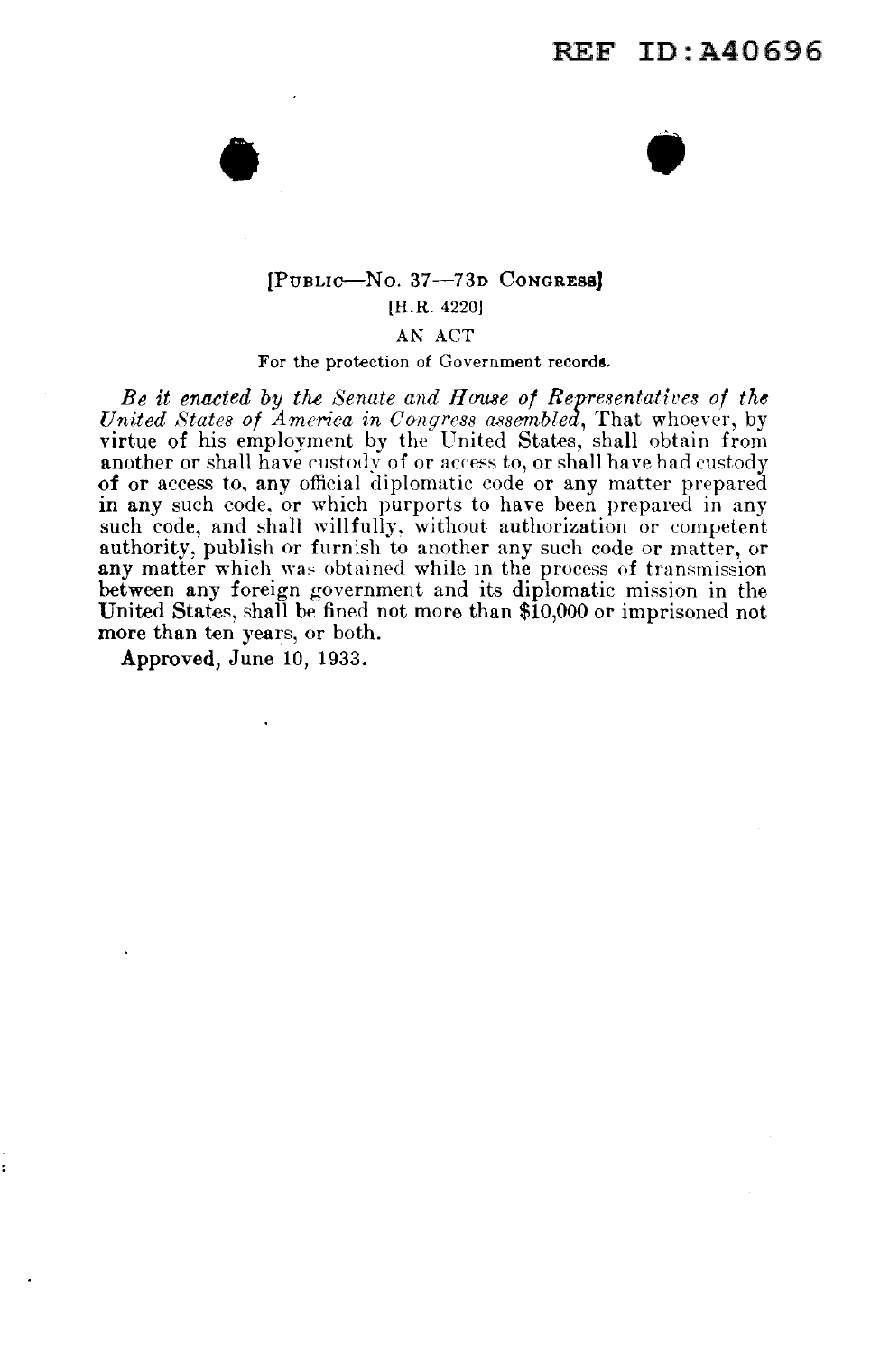REF ID:A40696

[PUBLIC—NO. 37—73D CONGRESS]

[H.R. 4220]

AN ACT

For the protection of Government records.

*Be it enacted by the Senate and House of Representatives of the United States of America in Congress assembled*, That whoever, by virtue of his employment by the United States, shall obtain from another or shall have custody of or access to, or shall have had custody of or access to, any official diplomatic code or any matter prepared in any such code, or which purports to have been prepared in any such code, and shall willfully, without authorization or competent authority, publish or furnish to another any such code or matter, or any matter which was obtained while in the process of transmission between any foreign government and its diplomatic mission in the United States, shall be fined not more than $10,000 or imprisoned not more than ten years, or both.

Approved, June 10, 1933.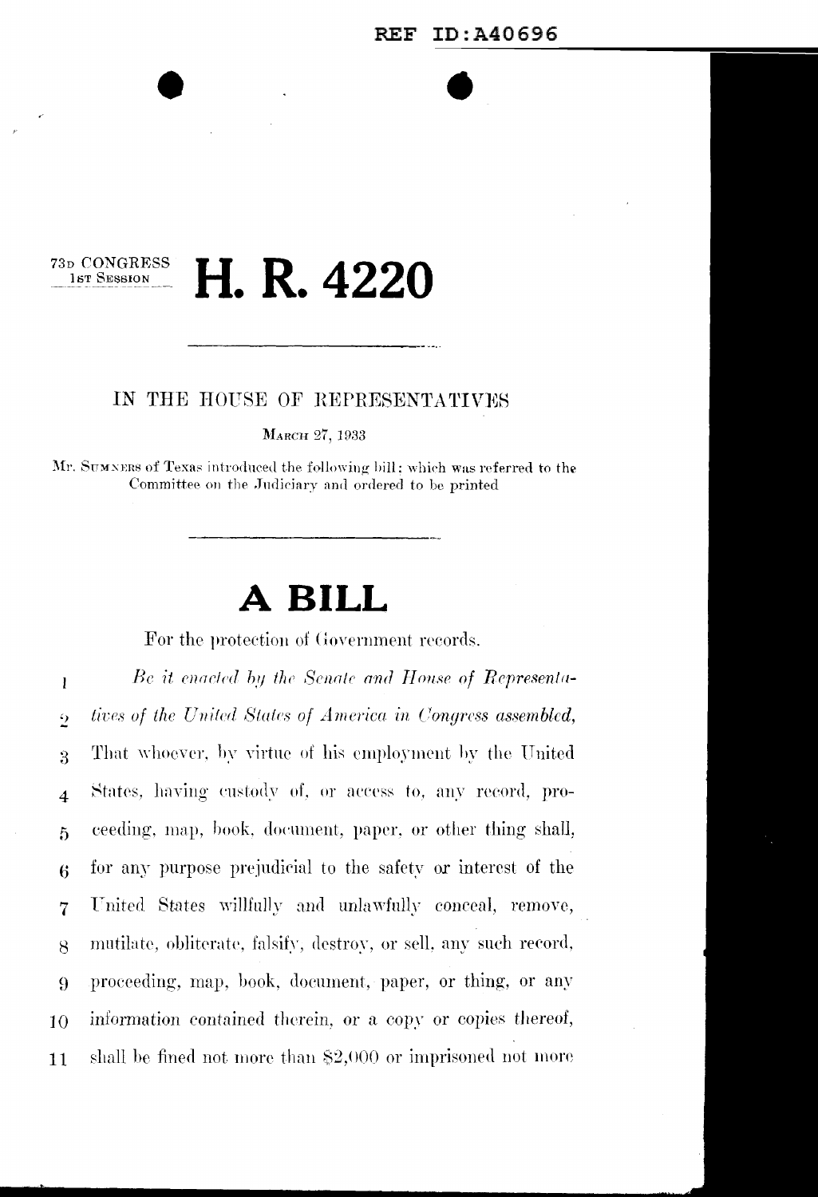73d CONGRESS
1st Session

# H. R. 4220

IN THE HOUSE OF REPRESENTATIVES

March 27, 1933

Mr. Sumners of Texas introduced the following bill; which was referred to the Committee on the Judiciary and ordered to be printed

# A BILL

For the protection of Government records.

1 *Be it enacted by the Senate and House of Representa-*
2 *tives of the United States of America in Congress assembled,*
3 That whoever, by virtue of his employment by the United
4 States, having custody of, or access to, any record, pro-
5 ceeding, map, book, document, paper, or other thing shall,
6 for any purpose prejudicial to the safety or interest of the
7 United States willfully and unlawfully conceal, remove,
8 mutilate, obliterate, falsify, destroy, or sell, any such record,
9 proceeding, map, book, document, paper, or thing, or any
10 information contained therein, or a copy or copies thereof,
11 shall be fined not more than $2,000 or imprisoned not more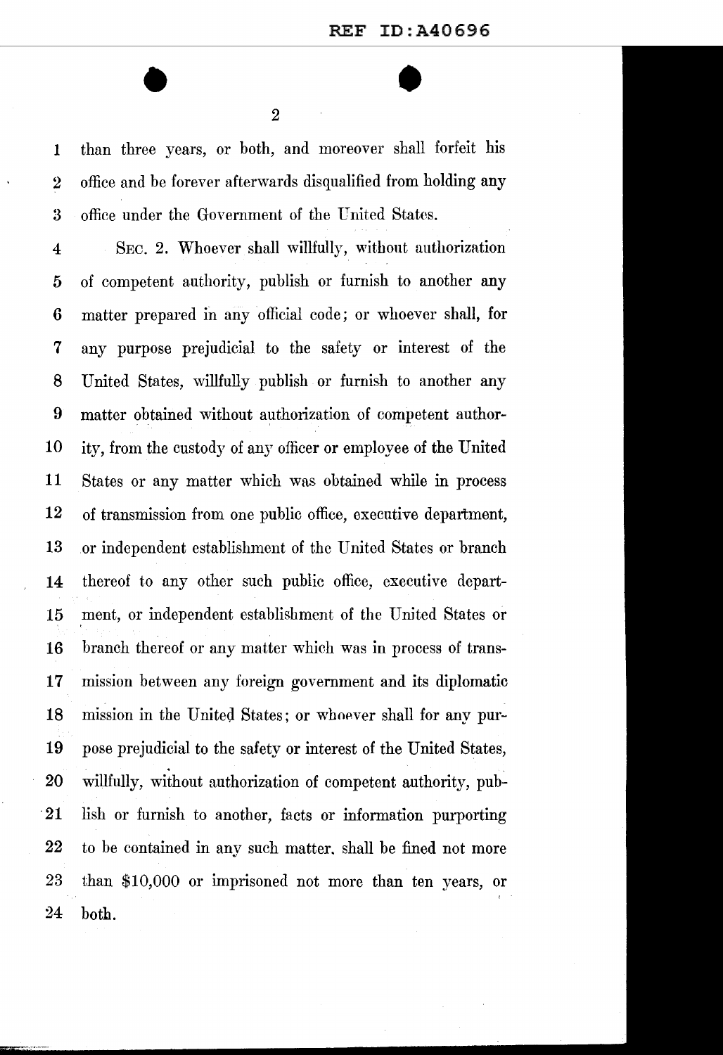than three years, or both, and moreover shall forfeit his office and be forever afterwards disqualified from holding any office under the Government of the United States.

SEC. 2. Whoever shall willfully, without authorization of competent authority, publish or furnish to another any matter prepared in any official code; or whoever shall, for any purpose prejudicial to the safety or interest of the United States, willfully publish or furnish to another any matter obtained without authorization of competent authority, from the custody of any officer or employee of the United States or any matter which was obtained while in process of transmission from one public office, executive department, or independent establishment of the United States or branch thereof to any other such public office, executive department, or independent establishment of the United States or branch thereof or any matter which was in process of transmission between any foreign government and its diplomatic mission in the United States; or whoever shall for any purpose prejudicial to the safety or interest of the United States, willfully, without authorization of competent authority, publish or furnish to another, facts or information purporting to be contained in any such matter. shall be fined not more than $10,000 or imprisoned not more than ten years, or both.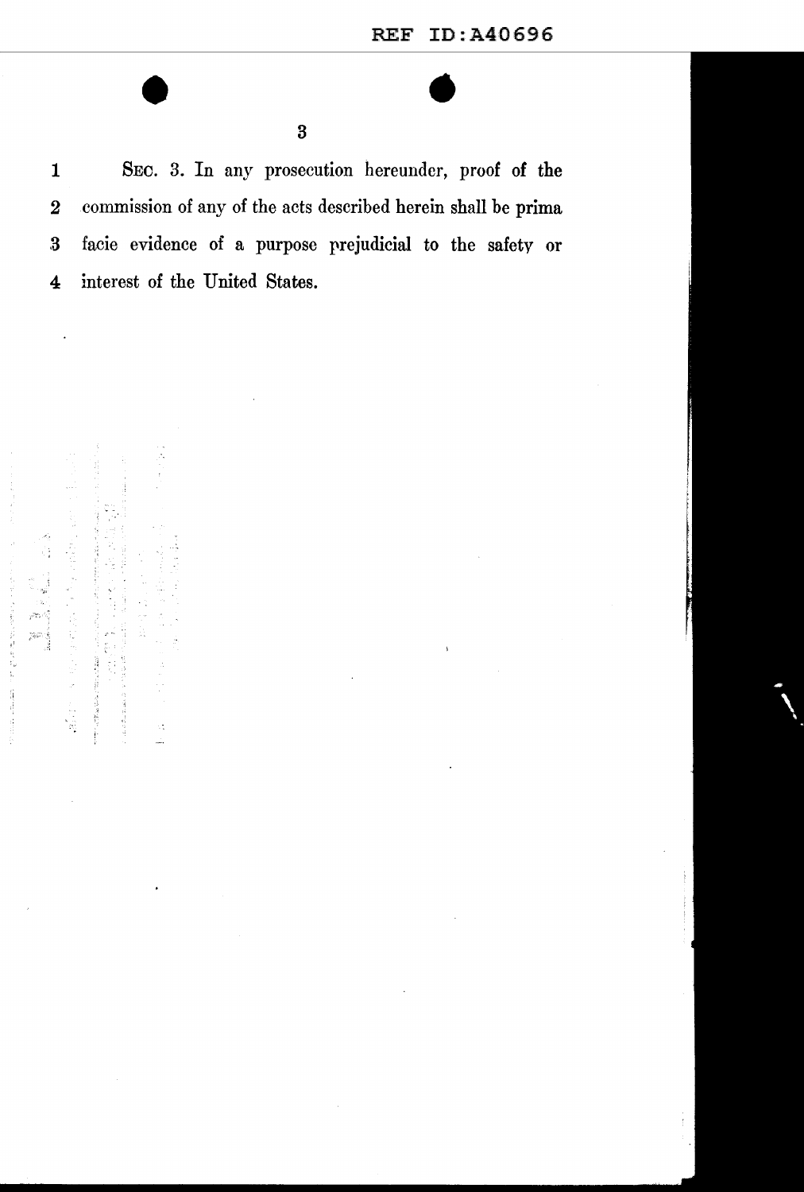SEC. 3. In any prosecution hereunder, proof of the commission of any of the acts described herein shall be prima facie evidence of a purpose prejudicial to the safety or interest of the United States.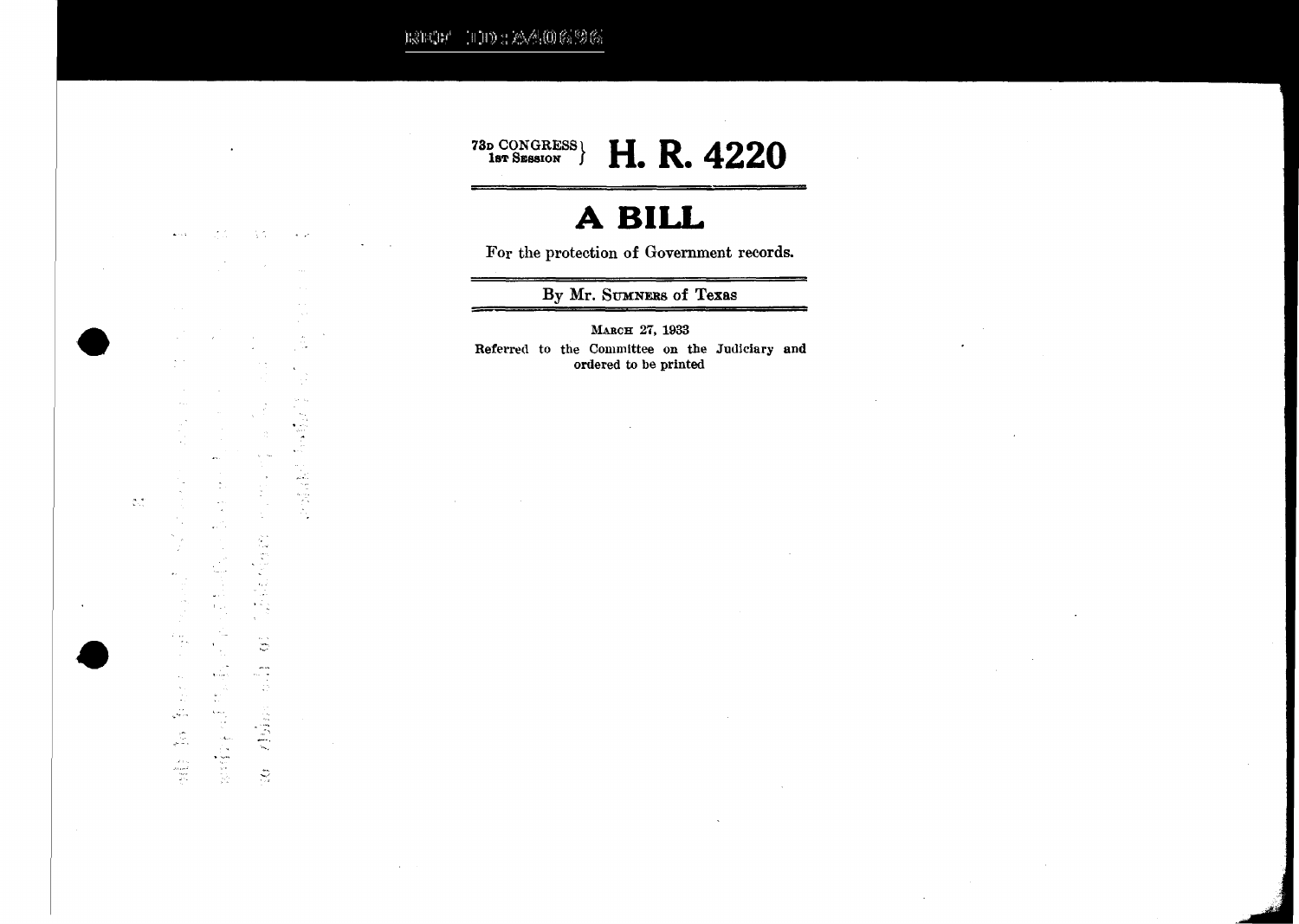REF ID:A40696

73D CONGRESS
1ST SESSION

# H. R. 4220

# A BILL

For the protection of Government records.

By Mr. SUMNERS of Texas

MARCH 27, 1933

Referred to the Committee on the Judiciary and ordered to be printed